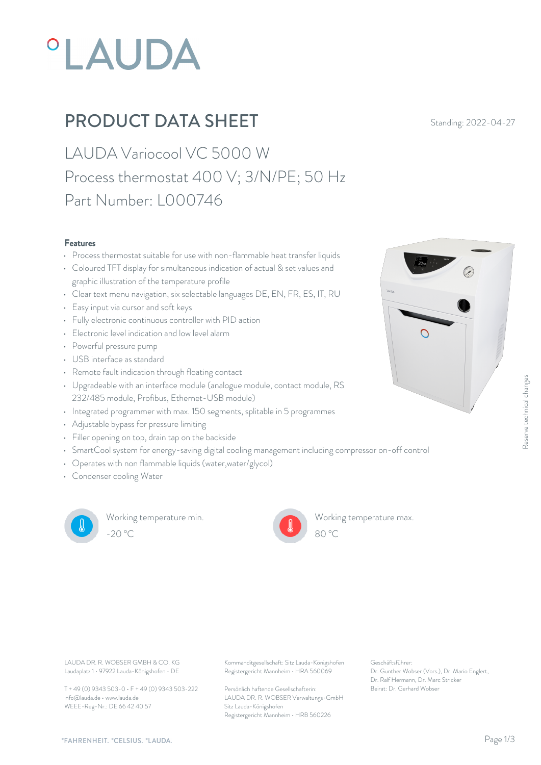# °LAUDA

## PRODUCT DATA SHEET

Standing: 2022-04-27

LAUDA Variocool VC 5000 W
Process thermostat 400 V; 3/N/PE; 50 Hz
Part Number: L000746

### Features

- Process thermostat suitable for use with non-flammable heat transfer liquids
- Coloured TFT display for simultaneous indication of actual & set values and graphic illustration of the temperature profile
- Clear text menu navigation, six selectable languages DE, EN, FR, ES, IT, RU
- Easy input via cursor and soft keys
- Fully electronic continuous controller with PID action
- Electronic level indication and low level alarm
- Powerful pressure pump
- USB interface as standard
- Remote fault indication through floating contact
- Upgradeable with an interface module (analogue module, contact module, RS 232/485 module, Profibus, Ethernet-USB module)
- Integrated programmer with max. 150 segments, splitable in 5 programmes
- Adjustable bypass for pressure limiting
- Filler opening on top, drain tap on the backside
- SmartCool system for energy-saving digital cooling management including compressor on-off control
- Operates with non flammable liquids (water,water/glycol)
- Condenser cooling Water

Working temperature min.
-20 °C

Working temperature max.
80 °C

Reserve technical changes

LAUDA DR. R. WOBSER GMBH & CO. KG
Laudaplatz 1 • 97922 Lauda-Königshofen • DE

T + 49 (0) 9343 503-0 • F + 49 (0) 9343 503-222
info@lauda.de • www.lauda.de
WEEE-Reg-Nr.: DE 66 42 40 57

Kommanditgesellschaft: Sitz Lauda-Königshofen
Registergericht Mannheim • HRA 560069

Persönlich haftende Gesellschafterin:
LAUDA DR. R. WOBSER Verwaltungs-GmbH
Sitz Lauda-Königshofen
Registergericht Mannheim • HRB 560226

Geschäftsführer:
Dr. Gunther Wobser (Vors.), Dr. Mario Englert, Dr. Ralf Hermann, Dr. Marc Stricker
Beirat: Dr. Gerhard Wobser

°FAHRENHEIT. °CELSIUS. °LAUDA.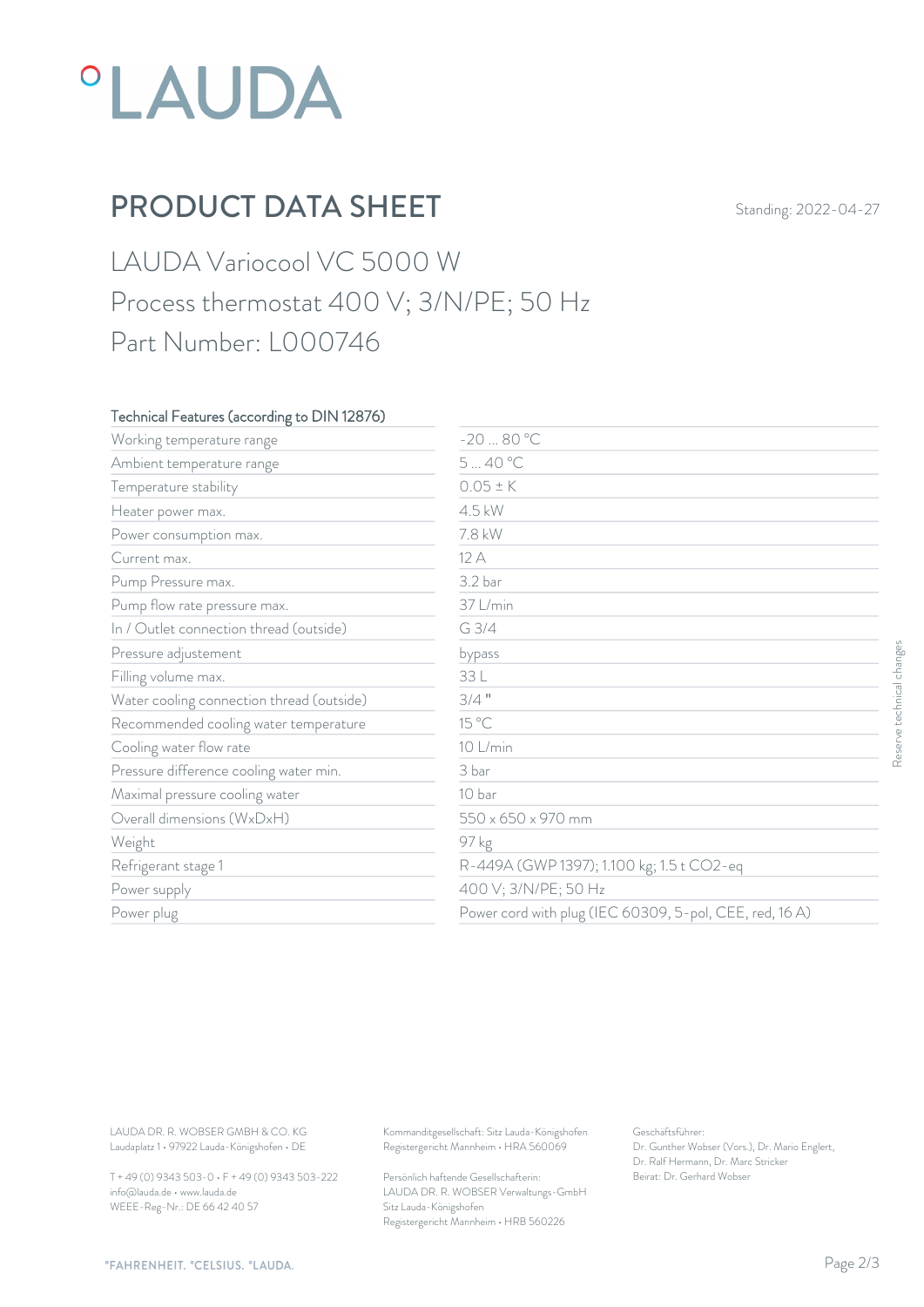# LAUDA

## PRODUCT DATA SHEET

Standing: 2022-04-27

LAUDA Variocool VC 5000 W
Process thermostat 400 V; 3/N/PE; 50 Hz
Part Number: L000746

| Technical Features (according to DIN 12876) | |
|---|---|
| Working temperature range | -20 ... 80 °C |
| Ambient temperature range | 5 ... 40 °C |
| Temperature stability | 0.05 ± K |
| Heater power max. | 4.5 kW |
| Power consumption max. | 7.8 kW |
| Current max. | 12 A |
| Pump Pressure max. | 3.2 bar |
| Pump flow rate pressure max. | 37 L/min |
| In / Outlet connection thread (outside) | G 3/4 |
| Pressure adjustement | bypass |
| Filling volume max. | 33 L |
| Water cooling connection thread (outside) | 3/4 " |
| Recommended cooling water temperature | 15 °C |
| Cooling water flow rate | 10 L/min |
| Pressure difference cooling water min. | 3 bar |
| Maximal pressure cooling water | 10 bar |
| Overall dimensions (WxDxH) | 550 x 650 x 970 mm |
| Weight | 97 kg |
| Refrigerant stage 1 | R-449A (GWP 1397); 1.100 kg; 1.5 t $CO_2$-eq |
| Power supply | 400 V; 3/N/PE; 50 Hz |
| Power plug | Power cord with plug (IEC 60309, 5-pol, CEE, red, 16 A) |

Reserve technical changes

LAUDA DR. R. WOBSER GMBH & CO. KG
Laudaplatz 1 • 97922 Lauda-Königshofen • DE

T + 49 (0) 9343 503-0 • F + 49 (0) 9343 503-222
info@lauda.de • www.lauda.de
WEEE-Reg-Nr.: DE 66 42 40 57

Kommanditgesellschaft: Sitz Lauda-Königshofen
Registergericht Mannheim • HRA 560069

Persönlich haftende Gesellschafterin:
LAUDA DR. R. WOBSER Verwaltungs-GmbH
Sitz Lauda-Königshofen
Registergericht Mannheim • HRB 560226

Geschäftsführer:
Dr. Gunther Wobser (Vors.), Dr. Mario Englert, Dr. Ralf Hermann, Dr. Marc Stricker
Beirat: Dr. Gerhard Wobser

°FAHRENHEIT. °CELSIUS. °LAUDA.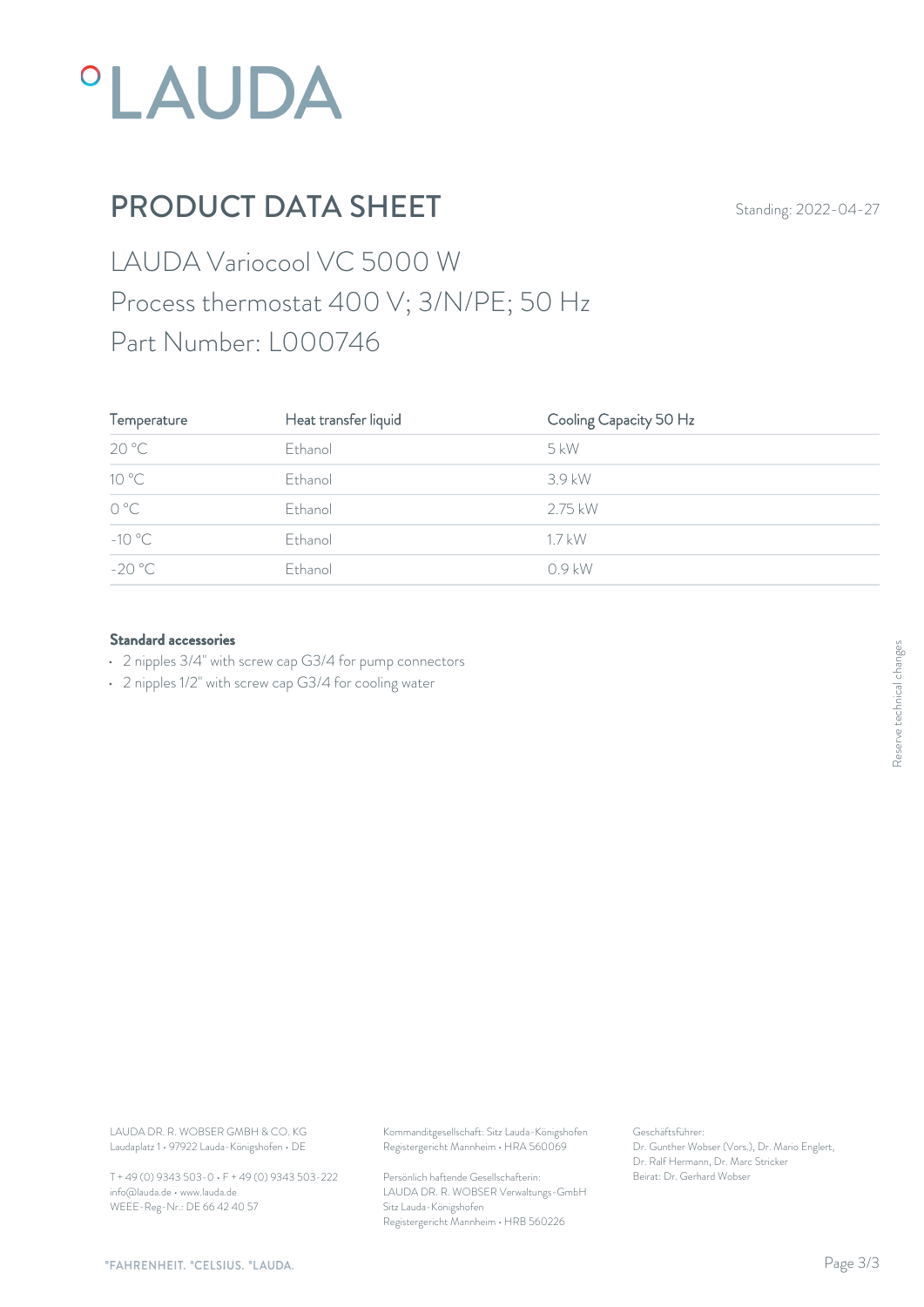# °LAUDA

## PRODUCT DATA SHEET

Standing: 2022-04-27

LAUDA Variocool VC 5000 W
Process thermostat 400 V; 3/N/PE; 50 Hz
Part Number: L000746

| Temperature | Heat transfer liquid | Cooling Capacity 50 Hz |
|---|---|---|
| 20 °C | Ethanol | 5 kW |
| 10 °C | Ethanol | 3.9 kW |
| 0 °C | Ethanol | 2.75 kW |
| -10 °C | Ethanol | 1.7 kW |
| -20 °C | Ethanol | 0.9 kW |

**Standard accessories**

- 2 nipples 3/4" with screw cap G3/4 for pump connectors
- 2 nipples 1/2" with screw cap G3/4 for cooling water

Reserve technical changes

LAUDA DR. R. WOBSER GMBH & CO. KG
Laudaplatz 1 • 97922 Lauda-Königshofen • DE

T + 49 (0) 9343 503-0 • F + 49 (0) 9343 503-222
info@lauda.de • www.lauda.de
WEEE-Reg-Nr.: DE 66 42 40 57

Kommanditgesellschaft: Sitz Lauda-Königshofen
Registergericht Mannheim • HRA 560069

Persönlich haftende Gesellschafterin:
LAUDA DR. R. WOBSER Verwaltungs-GmbH
Sitz Lauda-Königshofen
Registergericht Mannheim • HRB 560226

Geschäftsführer:
Dr. Gunther Wobser (Vors.), Dr. Mario Englert,
Dr. Ralf Hermann, Dr. Marc Stricker
Beirat: Dr. Gerhard Wobser

°FAHRENHEIT. °CELSIUS. °LAUDA.